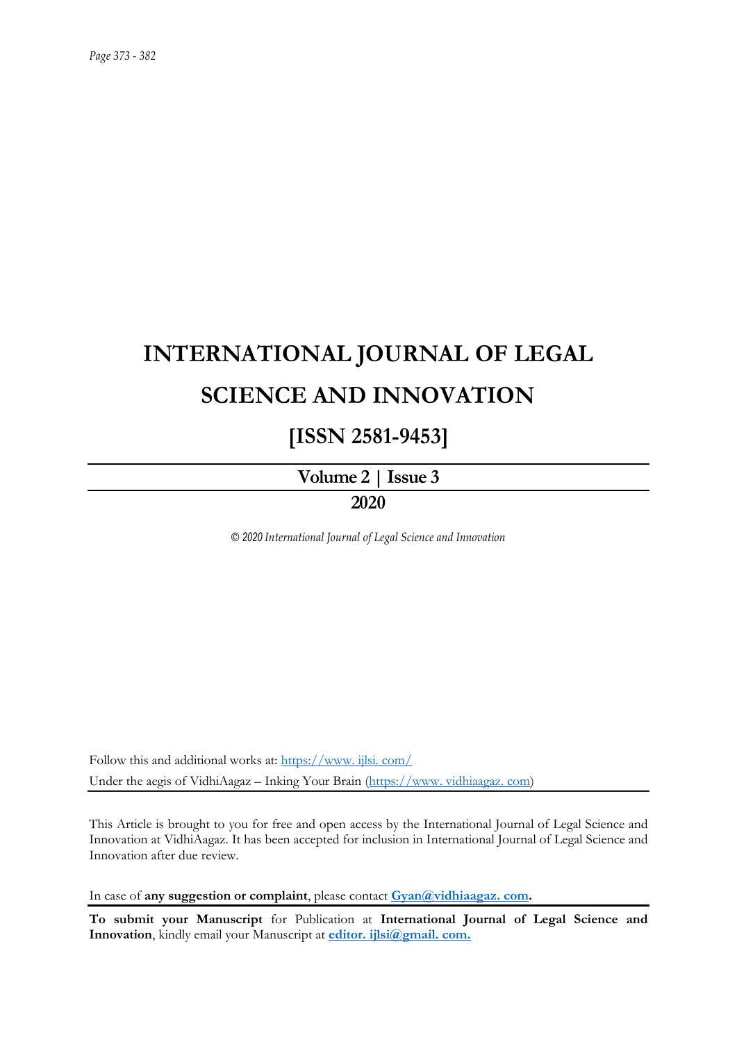# INTERNATIONAL JOURNAL OF LEGAL SCIENCE AND INNOVATION

## [ISSN 2581-9453]

**Volume 2 | Issue 3**

**2020**

*© 2020 International Journal of Legal Science and Innovation*

Follow this and additional works at: https://www. ijlsi. com/

Under the aegis of VidhiAagaz – Inking Your Brain (https://www. vidhiaagaz. com)

This Article is brought to you for free and open access by the International Journal of Legal Science and Innovation at VidhiAagaz. It has been accepted for inclusion in International Journal of Legal Science and Innovation after due review.

In case of **any suggestion or complaint**, please contact **Gyan@vidhiaagaz. com.**

**To submit your Manuscript** for Publication at **International Journal of Legal Science and Innovation**, kindly email your Manuscript at **editor. ijlsi@gmail. com.**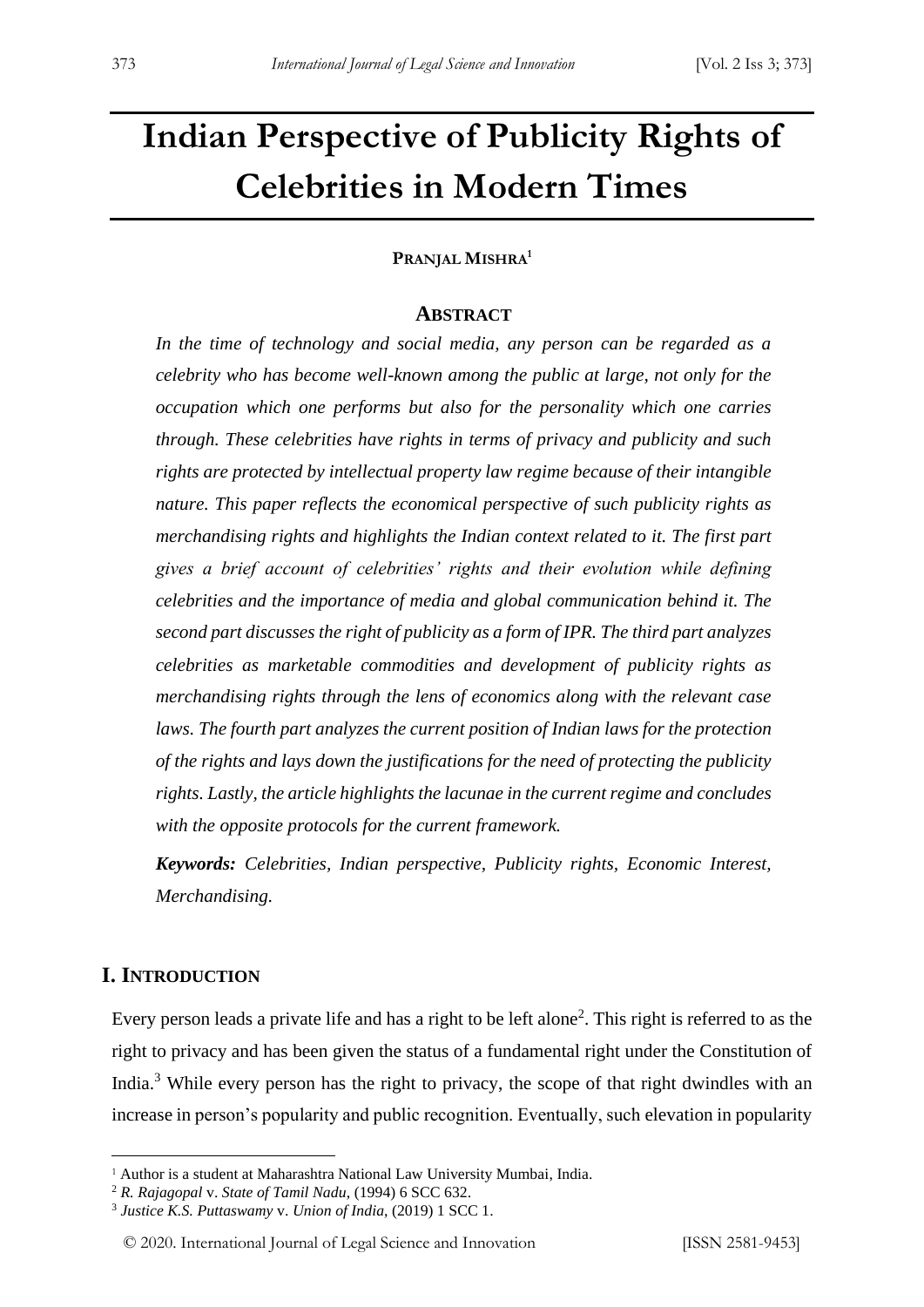# Indian Perspective of Publicity Rights of Celebrities in Modern Times

**Pranjal Mishra**[1]

## Abstract

*In the time of technology and social media, any person can be regarded as a celebrity who has become well-known among the public at large, not only for the occupation which one performs but also for the personality which one carries through. These celebrities have rights in terms of privacy and publicity and such rights are protected by intellectual property law regime because of their intangible nature. This paper reflects the economical perspective of such publicity rights as merchandising rights and highlights the Indian context related to it. The first part gives a brief account of celebrities' rights and their evolution while defining celebrities and the importance of media and global communication behind it. The second part discusses the right of publicity as a form of IPR. The third part analyzes celebrities as marketable commodities and development of publicity rights as merchandising rights through the lens of economics along with the relevant case laws. The fourth part analyzes the current position of Indian laws for the protection of the rights and lays down the justifications for the need of protecting the publicity rights. Lastly, the article highlights the lacunae in the current regime and concludes with the opposite protocols for the current framework.*

***Keywords:*** *Celebrities, Indian perspective, Publicity rights, Economic Interest, Merchandising.*

## I. Introduction

Every person leads a private life and has a right to be left alone[2]. This right is referred to as the right to privacy and has been given the status of a fundamental right under the Constitution of India.[3] While every person has the right to privacy, the scope of that right dwindles with an increase in person's popularity and public recognition. Eventually, such elevation in popularity

---

[1] Author is a student at Maharashtra National Law University Mumbai, India.

[2] *R. Rajagopal* v. *State of Tamil Nadu*, (1994) 6 SCC 632.

[3] *Justice K.S. Puttaswamy* v. *Union of India*, (2019) 1 SCC 1.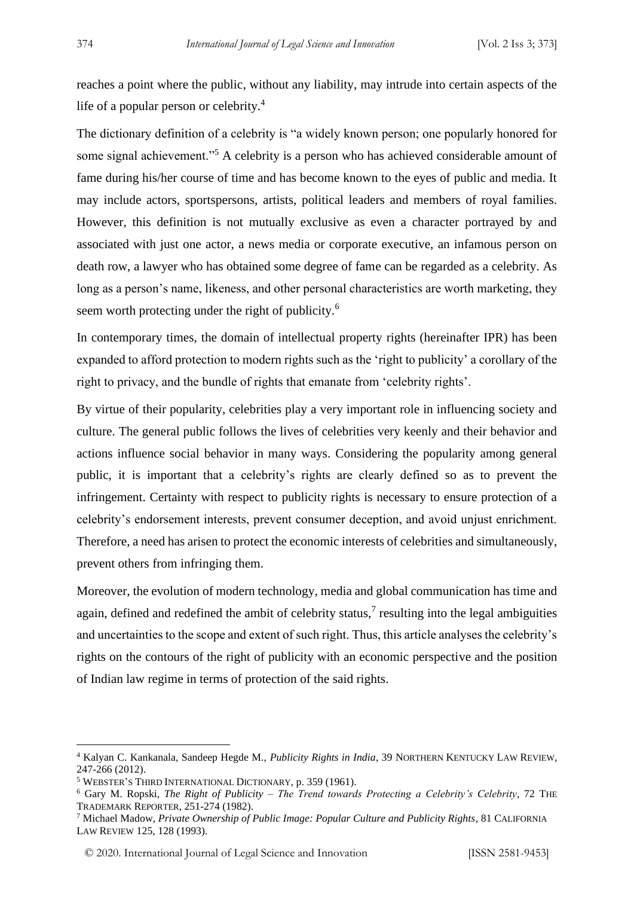reaches a point where the public, without any liability, may intrude into certain aspects of the life of a popular person or celebrity.[4]

The dictionary definition of a celebrity is "a widely known person; one popularly honored for some signal achievement."[5] A celebrity is a person who has achieved considerable amount of fame during his/her course of time and has become known to the eyes of public and media. It may include actors, sportspersons, artists, political leaders and members of royal families. However, this definition is not mutually exclusive as even a character portrayed by and associated with just one actor, a news media or corporate executive, an infamous person on death row, a lawyer who has obtained some degree of fame can be regarded as a celebrity. As long as a person's name, likeness, and other personal characteristics are worth marketing, they seem worth protecting under the right of publicity.[6]

In contemporary times, the domain of intellectual property rights (hereinafter IPR) has been expanded to afford protection to modern rights such as the 'right to publicity' a corollary of the right to privacy, and the bundle of rights that emanate from 'celebrity rights'.

By virtue of their popularity, celebrities play a very important role in influencing society and culture. The general public follows the lives of celebrities very keenly and their behavior and actions influence social behavior in many ways. Considering the popularity among general public, it is important that a celebrity's rights are clearly defined so as to prevent the infringement. Certainty with respect to publicity rights is necessary to ensure protection of a celebrity's endorsement interests, prevent consumer deception, and avoid unjust enrichment. Therefore, a need has arisen to protect the economic interests of celebrities and simultaneously, prevent others from infringing them.

Moreover, the evolution of modern technology, media and global communication has time and again, defined and redefined the ambit of celebrity status,[7] resulting into the legal ambiguities and uncertainties to the scope and extent of such right. Thus, this article analyses the celebrity's rights on the contours of the right of publicity with an economic perspective and the position of Indian law regime in terms of protection of the said rights.

---

[4] Kalyan C. Kankanala, Sandeep Hegde M., *Publicity Rights in India*, 39 NORTHERN KENTUCKY LAW REVIEW, 247-266 (2012).

[5] WEBSTER'S THIRD INTERNATIONAL DICTIONARY, p. 359 (1961).

[6] Gary M. Ropski, *The Right of Publicity – The Trend towards Protecting a Celebrity's Celebrity*, 72 THE TRADEMARK REPORTER, 251-274 (1982).

[7] Michael Madow, *Private Ownership of Public Image: Popular Culture and Publicity Rights*, 81 CALIFORNIA LAW REVIEW 125, 128 (1993).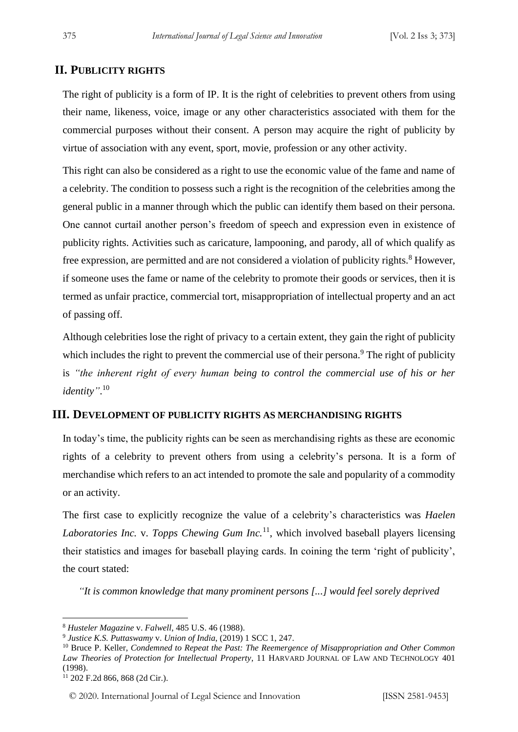## II. Publicity rights

The right of publicity is a form of IP. It is the right of celebrities to prevent others from using their name, likeness, voice, image or any other characteristics associated with them for the commercial purposes without their consent. A person may acquire the right of publicity by virtue of association with any event, sport, movie, profession or any other activity.

This right can also be considered as a right to use the economic value of the fame and name of a celebrity. The condition to possess such a right is the recognition of the celebrities among the general public in a manner through which the public can identify them based on their persona. One cannot curtail another person's freedom of speech and expression even in existence of publicity rights. Activities such as caricature, lampooning, and parody, all of which qualify as free expression, are permitted and are not considered a violation of publicity rights.[8] However, if someone uses the fame or name of the celebrity to promote their goods or services, then it is termed as unfair practice, commercial tort, misappropriation of intellectual property and an act of passing off.

Although celebrities lose the right of privacy to a certain extent, they gain the right of publicity which includes the right to prevent the commercial use of their persona.[9] The right of publicity is *"the inherent right of every human being to control the commercial use of his or her identity"*.[10]

## III. Development of publicity rights as merchandising rights

In today's time, the publicity rights can be seen as merchandising rights as these are economic rights of a celebrity to prevent others from using a celebrity's persona. It is a form of merchandise which refers to an act intended to promote the sale and popularity of a commodity or an activity.

The first case to explicitly recognize the value of a celebrity's characteristics was *Haelen Laboratories Inc.* v. *Topps Chewing Gum Inc.*[11], which involved baseball players licensing their statistics and images for baseball playing cards. In coining the term 'right of publicity', the court stated:

*"It is common knowledge that many prominent persons [...] would feel sorely deprived*

---

[8] *Husteler Magazine* v. *Falwell*, 485 U.S. 46 (1988).

[9] *Justice K.S. Puttaswamy* v. *Union of India*, (2019) 1 SCC 1, 247.

[10] Bruce P. Keller, *Condemned to Repeat the Past: The Reemergence of Misappropriation and Other Common Law Theories of Protection for Intellectual Property*, 11 Harvard Journal of Law and Technology 401 (1998).

[11] 202 F.2d 866, 868 (2d Cir.).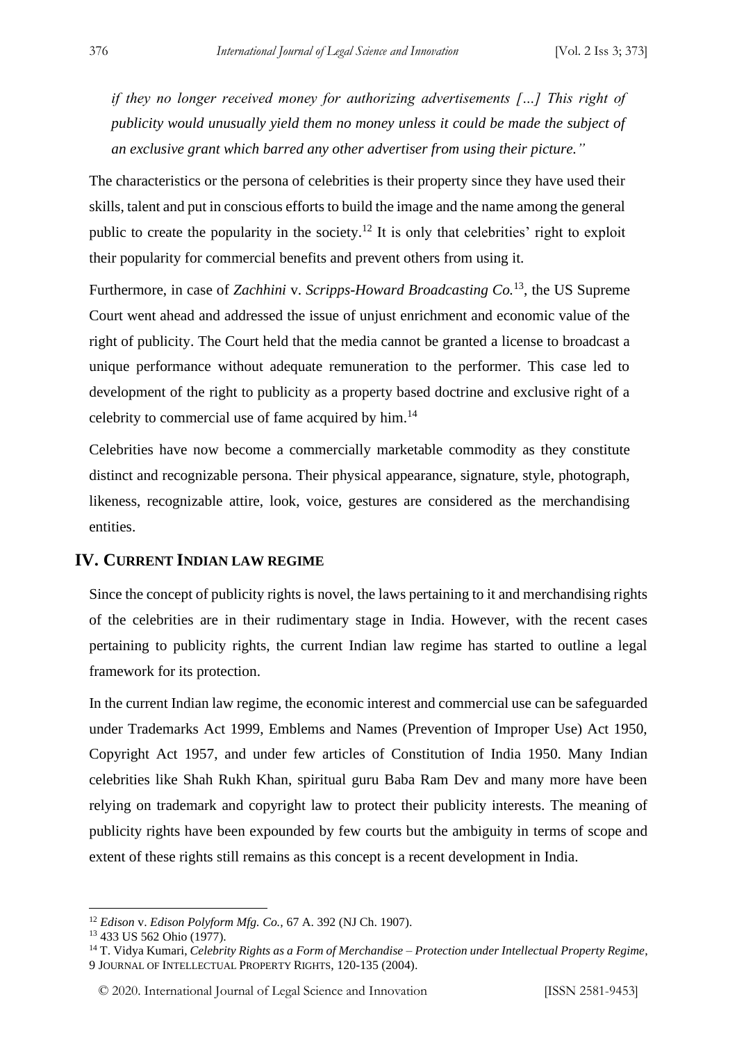*if they no longer received money for authorizing advertisements […] This right of publicity would unusually yield them no money unless it could be made the subject of an exclusive grant which barred any other advertiser from using their picture."*

The characteristics or the persona of celebrities is their property since they have used their skills, talent and put in conscious efforts to build the image and the name among the general public to create the popularity in the society.[12] It is only that celebrities' right to exploit their popularity for commercial benefits and prevent others from using it.

Furthermore, in case of *Zachhini* v. *Scripps-Howard Broadcasting Co.*[13], the US Supreme Court went ahead and addressed the issue of unjust enrichment and economic value of the right of publicity. The Court held that the media cannot be granted a license to broadcast a unique performance without adequate remuneration to the performer. This case led to development of the right to publicity as a property based doctrine and exclusive right of a celebrity to commercial use of fame acquired by him.[14]

Celebrities have now become a commercially marketable commodity as they constitute distinct and recognizable persona. Their physical appearance, signature, style, photograph, likeness, recognizable attire, look, voice, gestures are considered as the merchandising entities.

## IV. Current Indian law regime

Since the concept of publicity rights is novel, the laws pertaining to it and merchandising rights of the celebrities are in their rudimentary stage in India. However, with the recent cases pertaining to publicity rights, the current Indian law regime has started to outline a legal framework for its protection.

In the current Indian law regime, the economic interest and commercial use can be safeguarded under Trademarks Act 1999, Emblems and Names (Prevention of Improper Use) Act 1950, Copyright Act 1957, and under few articles of Constitution of India 1950. Many Indian celebrities like Shah Rukh Khan, spiritual guru Baba Ram Dev and many more have been relying on trademark and copyright law to protect their publicity interests. The meaning of publicity rights have been expounded by few courts but the ambiguity in terms of scope and extent of these rights still remains as this concept is a recent development in India.

---

[12] *Edison* v. *Edison Polyform Mfg. Co.,* 67 A. 392 (NJ Ch. 1907).

[13] 433 US 562 Ohio (1977).

[14] T. Vidya Kumari, *Celebrity Rights as a Form of Merchandise – Protection under Intellectual Property Regime*, 9 Journal of Intellectual Property Rights, 120-135 (2004).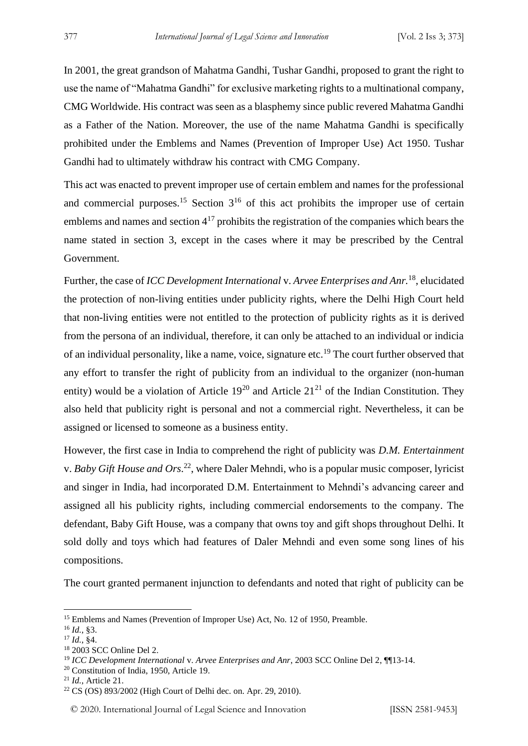In 2001, the great grandson of Mahatma Gandhi, Tushar Gandhi, proposed to grant the right to use the name of "Mahatma Gandhi" for exclusive marketing rights to a multinational company, CMG Worldwide. His contract was seen as a blasphemy since public revered Mahatma Gandhi as a Father of the Nation. Moreover, the use of the name Mahatma Gandhi is specifically prohibited under the Emblems and Names (Prevention of Improper Use) Act 1950. Tushar Gandhi had to ultimately withdraw his contract with CMG Company.

This act was enacted to prevent improper use of certain emblem and names for the professional and commercial purposes.[15] Section 3[16] of this act prohibits the improper use of certain emblems and names and section 4[17] prohibits the registration of the companies which bears the name stated in section 3, except in the cases where it may be prescribed by the Central Government.

Further, the case of *ICC Development International* v. *Arvee Enterprises and Anr.*[18], elucidated the protection of non-living entities under publicity rights, where the Delhi High Court held that non-living entities were not entitled to the protection of publicity rights as it is derived from the persona of an individual, therefore, it can only be attached to an individual or indicia of an individual personality, like a name, voice, signature etc.[19] The court further observed that any effort to transfer the right of publicity from an individual to the organizer (non-human entity) would be a violation of Article 19[20] and Article 21[21] of the Indian Constitution. They also held that publicity right is personal and not a commercial right. Nevertheless, it can be assigned or licensed to someone as a business entity.

However, the first case in India to comprehend the right of publicity was *D.M. Entertainment* v. *Baby Gift House and Ors*.[22], where Daler Mehndi, who is a popular music composer, lyricist and singer in India, had incorporated D.M. Entertainment to Mehndi's advancing career and assigned all his publicity rights, including commercial endorsements to the company. The defendant, Baby Gift House, was a company that owns toy and gift shops throughout Delhi. It sold dolly and toys which had features of Daler Mehndi and even some song lines of his compositions.

The court granted permanent injunction to defendants and noted that right of publicity can be

---

[15] Emblems and Names (Prevention of Improper Use) Act, No. 12 of 1950, Preamble.

[16] *Id.*, §3.

[17] *Id.*, §4.

[18] 2003 SCC Online Del 2.

[19] *ICC Development International* v. *Arvee Enterprises and Anr*, 2003 SCC Online Del 2, ¶¶13-14.

[20] Constitution of India, 1950, Article 19.

[21] *Id.*, Article 21.

[22] CS (OS) 893/2002 (High Court of Delhi dec. on. Apr. 29, 2010).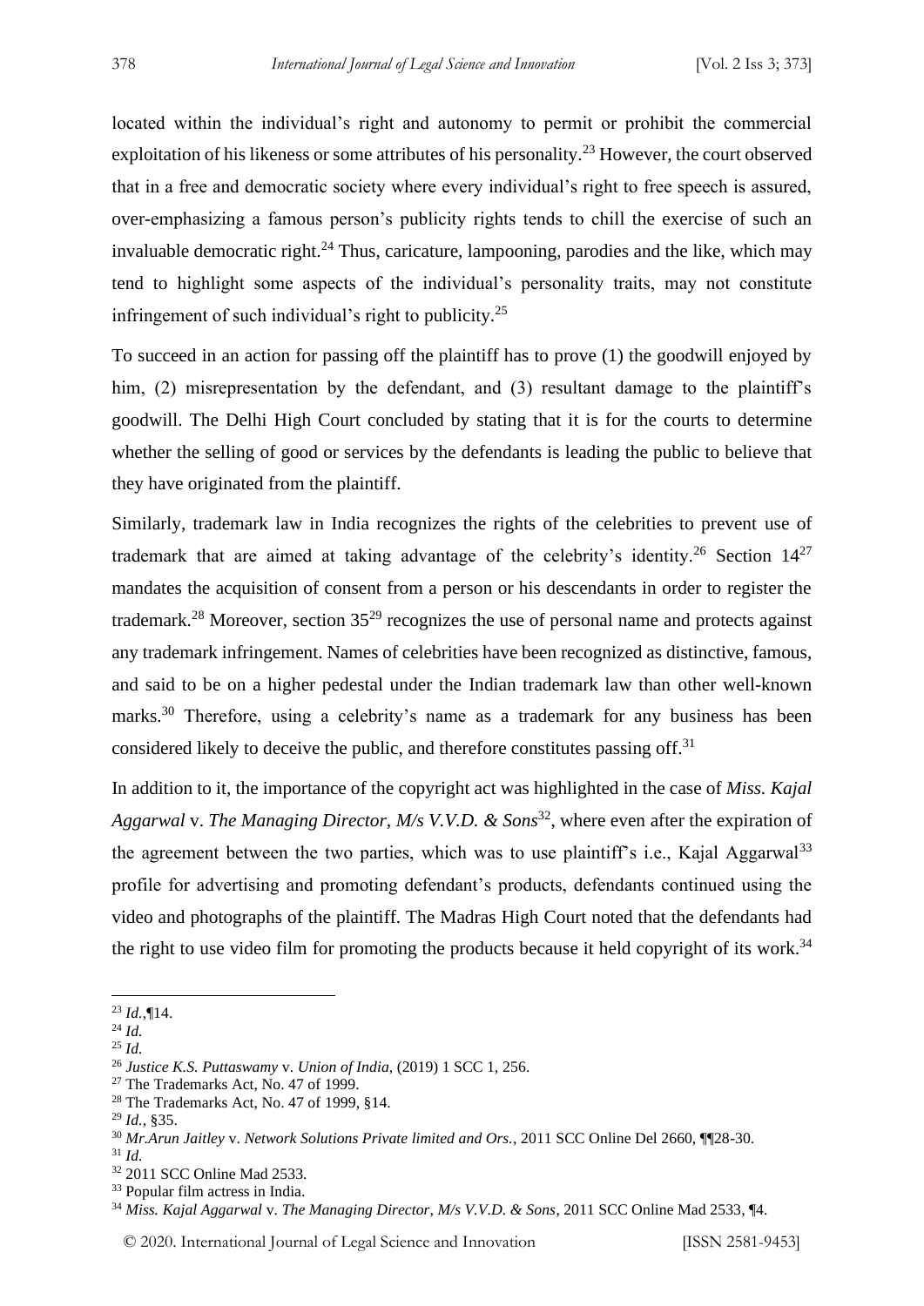located within the individual's right and autonomy to permit or prohibit the commercial exploitation of his likeness or some attributes of his personality.[23] However, the court observed that in a free and democratic society where every individual's right to free speech is assured, over-emphasizing a famous person's publicity rights tends to chill the exercise of such an invaluable democratic right.[24] Thus, caricature, lampooning, parodies and the like, which may tend to highlight some aspects of the individual's personality traits, may not constitute infringement of such individual's right to publicity.[25]

To succeed in an action for passing off the plaintiff has to prove (1) the goodwill enjoyed by him, (2) misrepresentation by the defendant, and (3) resultant damage to the plaintiff's goodwill. The Delhi High Court concluded by stating that it is for the courts to determine whether the selling of good or services by the defendants is leading the public to believe that they have originated from the plaintiff.

Similarly, trademark law in India recognizes the rights of the celebrities to prevent use of trademark that are aimed at taking advantage of the celebrity's identity.[26] Section 14[27] mandates the acquisition of consent from a person or his descendants in order to register the trademark.[28] Moreover, section 35[29] recognizes the use of personal name and protects against any trademark infringement. Names of celebrities have been recognized as distinctive, famous, and said to be on a higher pedestal under the Indian trademark law than other well-known marks.[30] Therefore, using a celebrity's name as a trademark for any business has been considered likely to deceive the public, and therefore constitutes passing off.[31]

In addition to it, the importance of the copyright act was highlighted in the case of *Miss. Kajal Aggarwal* v. *The Managing Director, M/s V.V.D. & Sons*[32], where even after the expiration of the agreement between the two parties, which was to use plaintiff's i.e., Kajal Aggarwal[33] profile for advertising and promoting defendant's products, defendants continued using the video and photographs of the plaintiff. The Madras High Court noted that the defendants had the right to use video film for promoting the products because it held copyright of its work.[34]

---

[23] *Id.*,¶14.

[24] *Id.*

[25] *Id.*

[26] *Justice K.S. Puttaswamy* v. *Union of India*, (2019) 1 SCC 1, 256.

[27] The Trademarks Act, No. 47 of 1999.

[28] The Trademarks Act, No. 47 of 1999, §14.

[29] *Id.*, §35.

[30] *Mr.Arun Jaitley* v. *Network Solutions Private limited and Ors.*, 2011 SCC Online Del 2660, ¶¶28-30.

[31] *Id.*

[32] 2011 SCC Online Mad 2533.

[33] Popular film actress in India.

[34] *Miss. Kajal Aggarwal* v. *The Managing Director, M/s V.V.D. & Sons*, 2011 SCC Online Mad 2533, ¶4.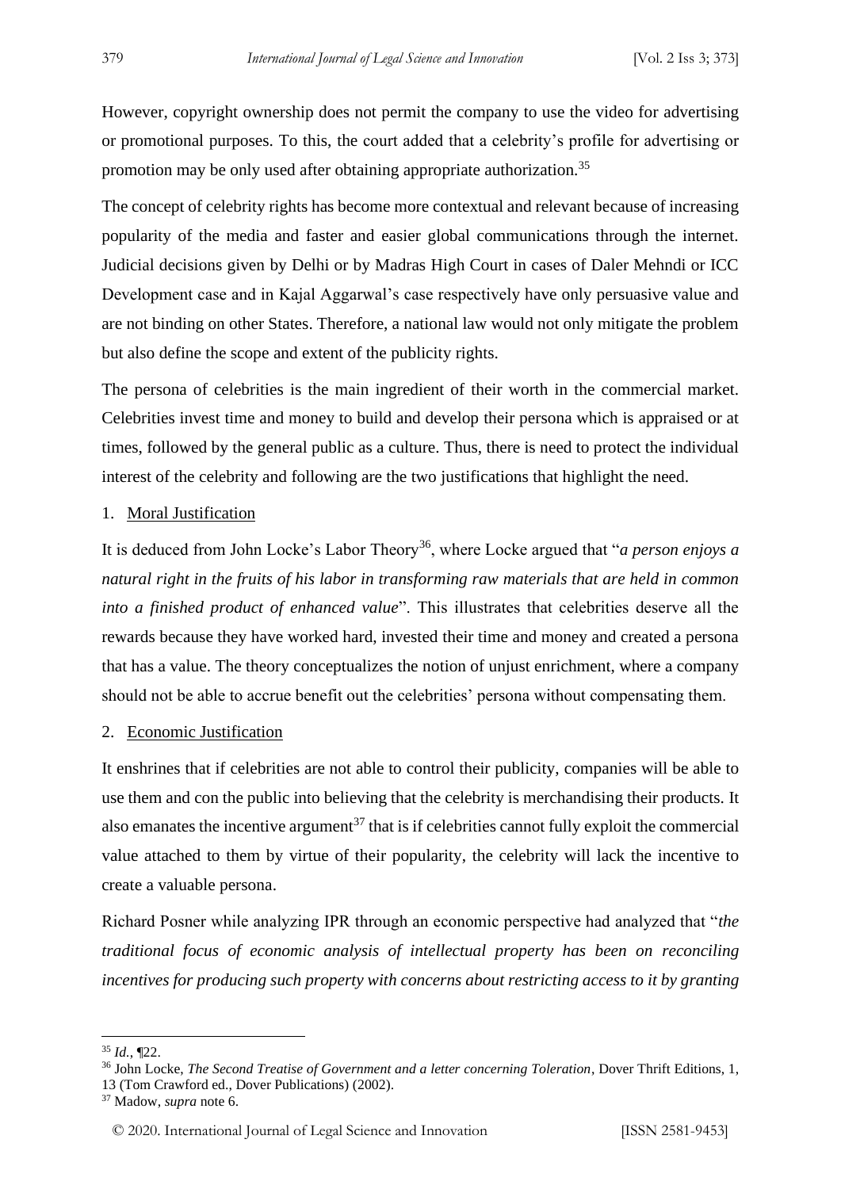However, copyright ownership does not permit the company to use the video for advertising or promotional purposes. To this, the court added that a celebrity's profile for advertising or promotion may be only used after obtaining appropriate authorization.[35]

The concept of celebrity rights has become more contextual and relevant because of increasing popularity of the media and faster and easier global communications through the internet. Judicial decisions given by Delhi or by Madras High Court in cases of Daler Mehndi or ICC Development case and in Kajal Aggarwal's case respectively have only persuasive value and are not binding on other States. Therefore, a national law would not only mitigate the problem but also define the scope and extent of the publicity rights.

The persona of celebrities is the main ingredient of their worth in the commercial market. Celebrities invest time and money to build and develop their persona which is appraised or at times, followed by the general public as a culture. Thus, there is need to protect the individual interest of the celebrity and following are the two justifications that highlight the need.

1. Moral Justification

It is deduced from John Locke's Labor Theory[36], where Locke argued that "*a person enjoys a natural right in the fruits of his labor in transforming raw materials that are held in common into a finished product of enhanced value*". This illustrates that celebrities deserve all the rewards because they have worked hard, invested their time and money and created a persona that has a value. The theory conceptualizes the notion of unjust enrichment, where a company should not be able to accrue benefit out the celebrities' persona without compensating them.

2. Economic Justification

It enshrines that if celebrities are not able to control their publicity, companies will be able to use them and con the public into believing that the celebrity is merchandising their products. It also emanates the incentive argument[37] that is if celebrities cannot fully exploit the commercial value attached to them by virtue of their popularity, the celebrity will lack the incentive to create a valuable persona.

Richard Posner while analyzing IPR through an economic perspective had analyzed that "*the traditional focus of economic analysis of intellectual property has been on reconciling incentives for producing such property with concerns about restricting access to it by granting*

---

[35] *Id.*, ¶22.

[36] John Locke, *The Second Treatise of Government and a letter concerning Toleration*, Dover Thrift Editions, 1, 13 (Tom Crawford ed., Dover Publications) (2002).

[37] Madow, *supra* note 6.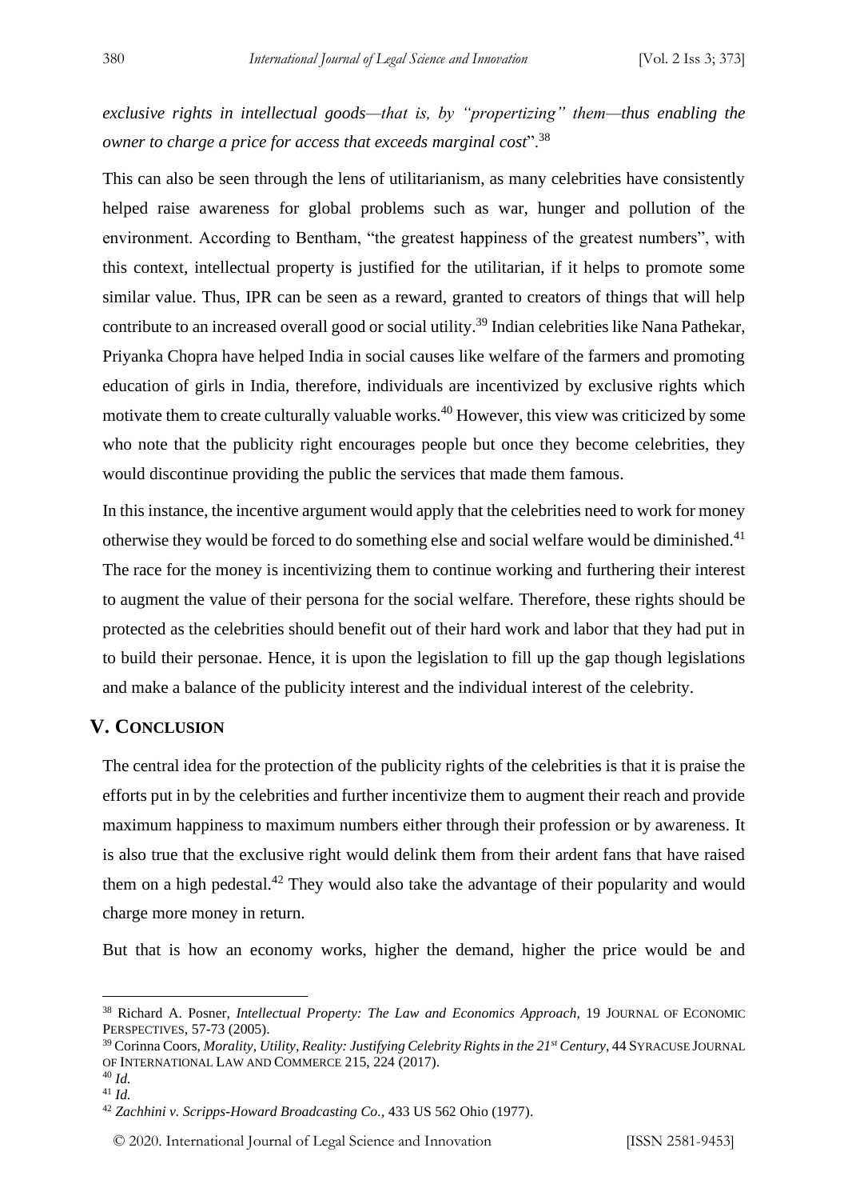*exclusive rights in intellectual goods—that is, by "propertizing" them—thus enabling the owner to charge a price for access that exceeds marginal cost*".[38]

This can also be seen through the lens of utilitarianism, as many celebrities have consistently helped raise awareness for global problems such as war, hunger and pollution of the environment. According to Bentham, "the greatest happiness of the greatest numbers", with this context, intellectual property is justified for the utilitarian, if it helps to promote some similar value. Thus, IPR can be seen as a reward, granted to creators of things that will help contribute to an increased overall good or social utility.[39] Indian celebrities like Nana Pathekar, Priyanka Chopra have helped India in social causes like welfare of the farmers and promoting education of girls in India, therefore, individuals are incentivized by exclusive rights which motivate them to create culturally valuable works.[40] However, this view was criticized by some who note that the publicity right encourages people but once they become celebrities, they would discontinue providing the public the services that made them famous.

In this instance, the incentive argument would apply that the celebrities need to work for money otherwise they would be forced to do something else and social welfare would be diminished.[41] The race for the money is incentivizing them to continue working and furthering their interest to augment the value of their persona for the social welfare. Therefore, these rights should be protected as the celebrities should benefit out of their hard work and labor that they had put in to build their personae. Hence, it is upon the legislation to fill up the gap though legislations and make a balance of the publicity interest and the individual interest of the celebrity.

## V. CONCLUSION

The central idea for the protection of the publicity rights of the celebrities is that it is praise the efforts put in by the celebrities and further incentivize them to augment their reach and provide maximum happiness to maximum numbers either through their profession or by awareness. It is also true that the exclusive right would delink them from their ardent fans that have raised them on a high pedestal.[42] They would also take the advantage of their popularity and would charge more money in return.

But that is how an economy works, higher the demand, higher the price would be and

---

[38] Richard A. Posner, *Intellectual Property: The Law and Economics Approach*, 19 JOURNAL OF ECONOMIC PERSPECTIVES, 57-73 (2005).

[39] Corinna Coors, *Morality, Utility, Reality: Justifying Celebrity Rights in the 21st Century*, 44 SYRACUSE JOURNAL OF INTERNATIONAL LAW AND COMMERCE 215, 224 (2017).

[40] *Id.*

[41] *Id.*

[42] *Zachhini v. Scripps-Howard Broadcasting Co.*, 433 US 562 Ohio (1977).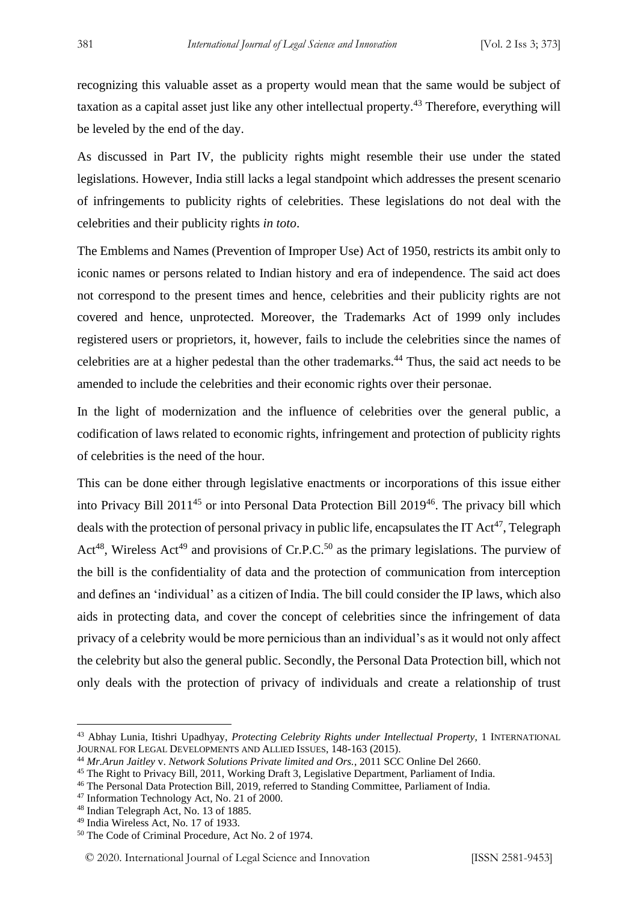recognizing this valuable asset as a property would mean that the same would be subject of taxation as a capital asset just like any other intellectual property.[43] Therefore, everything will be leveled by the end of the day.

As discussed in Part IV, the publicity rights might resemble their use under the stated legislations. However, India still lacks a legal standpoint which addresses the present scenario of infringements to publicity rights of celebrities. These legislations do not deal with the celebrities and their publicity rights *in toto*.

The Emblems and Names (Prevention of Improper Use) Act of 1950, restricts its ambit only to iconic names or persons related to Indian history and era of independence. The said act does not correspond to the present times and hence, celebrities and their publicity rights are not covered and hence, unprotected. Moreover, the Trademarks Act of 1999 only includes registered users or proprietors, it, however, fails to include the celebrities since the names of celebrities are at a higher pedestal than the other trademarks.[44] Thus, the said act needs to be amended to include the celebrities and their economic rights over their personae.

In the light of modernization and the influence of celebrities over the general public, a codification of laws related to economic rights, infringement and protection of publicity rights of celebrities is the need of the hour.

This can be done either through legislative enactments or incorporations of this issue either into Privacy Bill 2011[45] or into Personal Data Protection Bill 2019[46]. The privacy bill which deals with the protection of personal privacy in public life, encapsulates the IT Act[47], Telegraph Act[48], Wireless Act[49] and provisions of Cr.P.C.[50] as the primary legislations. The purview of the bill is the confidentiality of data and the protection of communication from interception and defines an 'individual' as a citizen of India. The bill could consider the IP laws, which also aids in protecting data, and cover the concept of celebrities since the infringement of data privacy of a celebrity would be more pernicious than an individual's as it would not only affect the celebrity but also the general public. Secondly, the Personal Data Protection bill, which not only deals with the protection of privacy of individuals and create a relationship of trust

---

[43] Abhay Lunia, Itishri Upadhyay, *Protecting Celebrity Rights under Intellectual Property*, 1 INTERNATIONAL JOURNAL FOR LEGAL DEVELOPMENTS AND ALLIED ISSUES, 148-163 (2015).

[44] *Mr.Arun Jaitley* v. *Network Solutions Private limited and Ors.*, 2011 SCC Online Del 2660.

[45] The Right to Privacy Bill, 2011, Working Draft 3, Legislative Department, Parliament of India.

[46] The Personal Data Protection Bill, 2019, referred to Standing Committee, Parliament of India.

[47] Information Technology Act, No. 21 of 2000.

[48] Indian Telegraph Act, No. 13 of 1885.

[49] India Wireless Act, No. 17 of 1933.

[50] The Code of Criminal Procedure, Act No. 2 of 1974.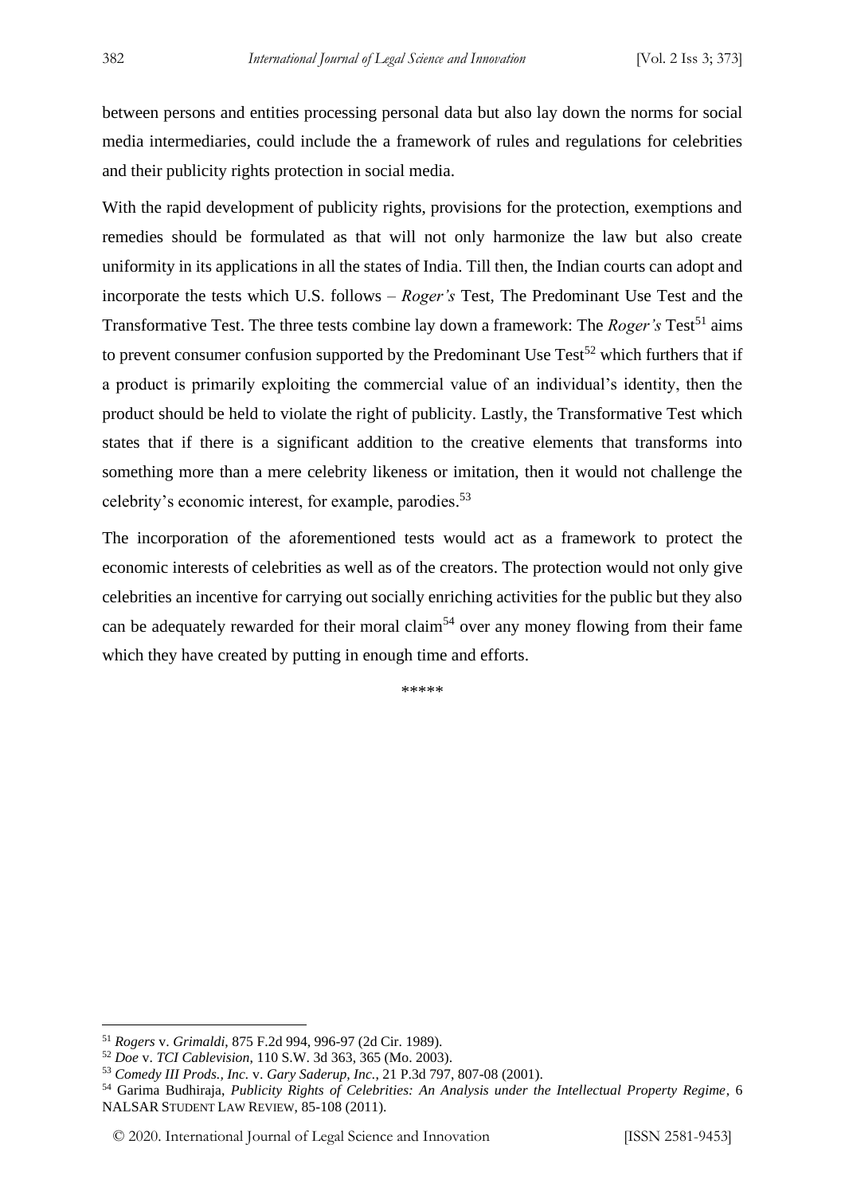between persons and entities processing personal data but also lay down the norms for social media intermediaries, could include the a framework of rules and regulations for celebrities and their publicity rights protection in social media.

With the rapid development of publicity rights, provisions for the protection, exemptions and remedies should be formulated as that will not only harmonize the law but also create uniformity in its applications in all the states of India. Till then, the Indian courts can adopt and incorporate the tests which U.S. follows – *Roger's* Test, The Predominant Use Test and the Transformative Test. The three tests combine lay down a framework: The *Roger's* Test[51] aims to prevent consumer confusion supported by the Predominant Use Test[52] which furthers that if a product is primarily exploiting the commercial value of an individual's identity, then the product should be held to violate the right of publicity. Lastly, the Transformative Test which states that if there is a significant addition to the creative elements that transforms into something more than a mere celebrity likeness or imitation, then it would not challenge the celebrity's economic interest, for example, parodies.[53]

The incorporation of the aforementioned tests would act as a framework to protect the economic interests of celebrities as well as of the creators. The protection would not only give celebrities an incentive for carrying out socially enriching activities for the public but they also can be adequately rewarded for their moral claim[54] over any money flowing from their fame which they have created by putting in enough time and efforts.

\*\*\*\*\*

---

[51] *Rogers* v. *Grimaldi*, 875 F.2d 994, 996-97 (2d Cir. 1989).

[52] *Doe* v. *TCI Cablevision*, 110 S.W. 3d 363, 365 (Mo. 2003).

[53] *Comedy III Prods., Inc.* v. *Gary Saderup, Inc.*, 21 P.3d 797, 807-08 (2001).

[54] Garima Budhiraja, *Publicity Rights of Celebrities: An Analysis under the Intellectual Property Regime*, 6 NALSAR STUDENT LAW REVIEW, 85-108 (2011).